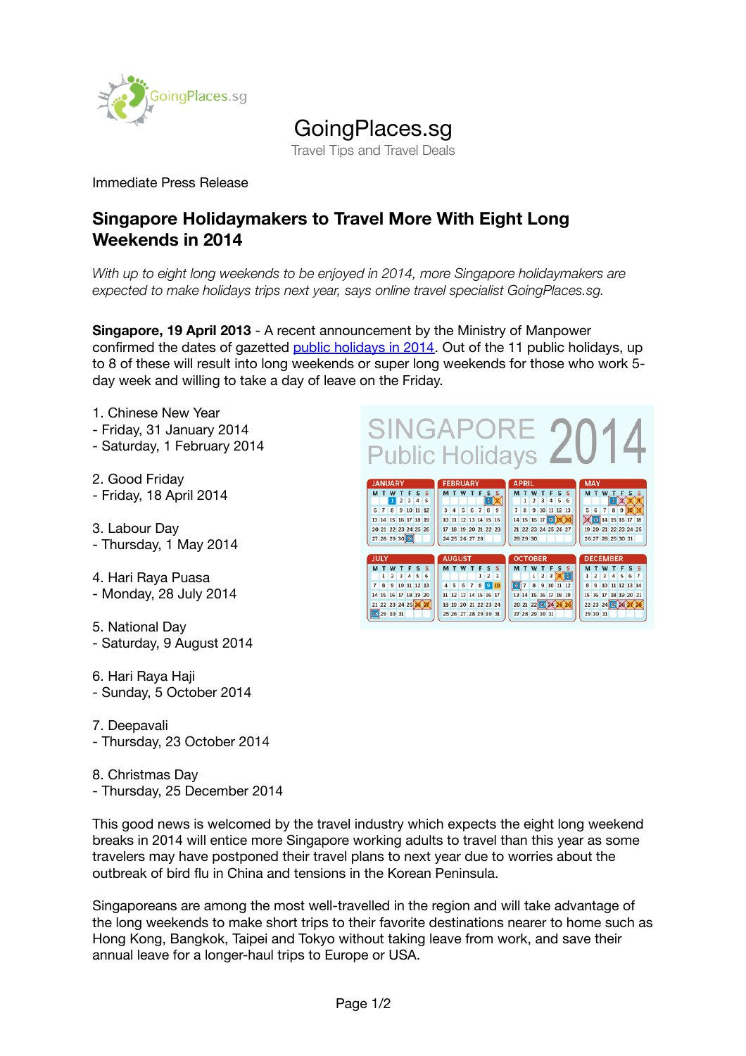GoingPlaces.sg

Travel Tips and Travel Deals

Immediate Press Release

## Singapore Holidaymakers to Travel More With Eight Long Weekends in 2014

*With up to eight long weekends to be enjoyed in 2014, more Singapore holidaymakers are expected to make holidays trips next year, says online travel specialist GoingPlaces.sg.*

**Singapore, 19 April 2013** - A recent announcement by the Ministry of Manpower confirmed the dates of gazetted public holidays in 2014. Out of the 11 public holidays, up to 8 of these will result into long weekends or super long weekends for those who work 5-day week and willing to take a day of leave on the Friday.

1. Chinese New Year
- Friday, 31 January 2014
- Saturday, 1 February 2014

2. Good Friday
- Friday, 18 April 2014

3. Labour Day
- Thursday, 1 May 2014

4. Hari Raya Puasa
- Monday, 28 July 2014

5. National Day
- Saturday, 9 August 2014

6. Hari Raya Haji
- Sunday, 5 October 2014

7. Deepavali
- Thursday, 23 October 2014

8. Christmas Day
- Thursday, 25 December 2014

This good news is welcomed by the travel industry which expects the eight long weekend breaks in 2014 will entice more Singapore working adults to travel than this year as some travelers may have postponed their travel plans to next year due to worries about the outbreak of bird flu in China and tensions in the Korean Peninsula.

Singaporeans are among the most well-travelled in the region and will take advantage of the long weekends to make short trips to their favorite destinations nearer to home such as Hong Kong, Bangkok, Taipei and Tokyo without taking leave from work, and save their annual leave for a longer-haul trips to Europe or USA.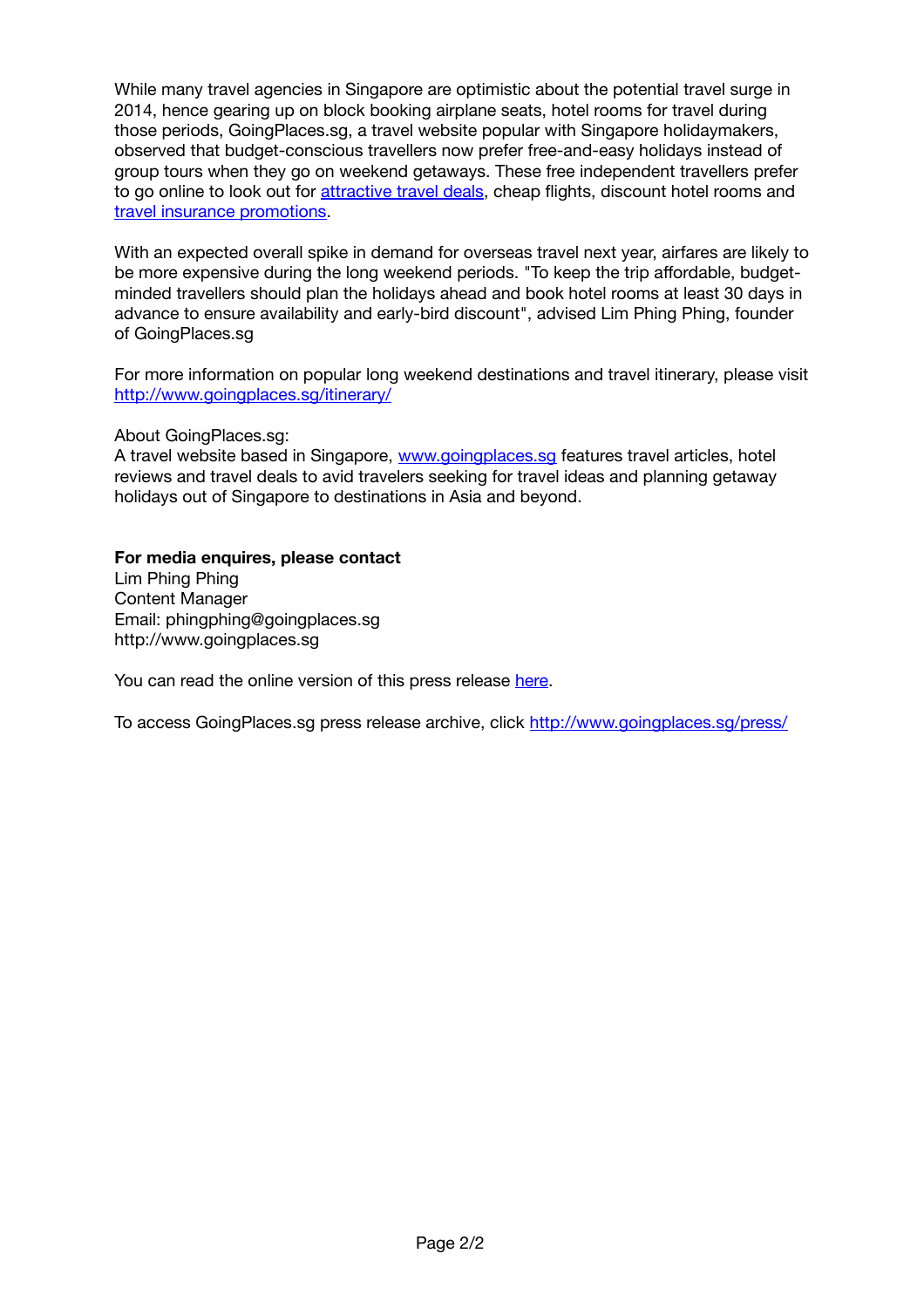While many travel agencies in Singapore are optimistic about the potential travel surge in 2014, hence gearing up on block booking airplane seats, hotel rooms for travel during those periods, GoingPlaces.sg, a travel website popular with Singapore holidaymakers, observed that budget-conscious travellers now prefer free-and-easy holidays instead of group tours when they go on weekend getaways. These free independent travellers prefer to go online to look out for attractive travel deals, cheap flights, discount hotel rooms and travel insurance promotions.

With an expected overall spike in demand for overseas travel next year, airfares are likely to be more expensive during the long weekend periods. "To keep the trip affordable, budget-minded travellers should plan the holidays ahead and book hotel rooms at least 30 days in advance to ensure availability and early-bird discount", advised Lim Phing Phing, founder of GoingPlaces.sg

For more information on popular long weekend destinations and travel itinerary, please visit http://www.goingplaces.sg/itinerary/

About GoingPlaces.sg:
A travel website based in Singapore, www.goingplaces.sg features travel articles, hotel reviews and travel deals to avid travelers seeking for travel ideas and planning getaway holidays out of Singapore to destinations in Asia and beyond.

**For media enquires, please contact**
Lim Phing Phing
Content Manager
Email: phingphing@goingplaces.sg
http://www.goingplaces.sg

You can read the online version of this press release here.

To access GoingPlaces.sg press release archive, click http://www.goingplaces.sg/press/